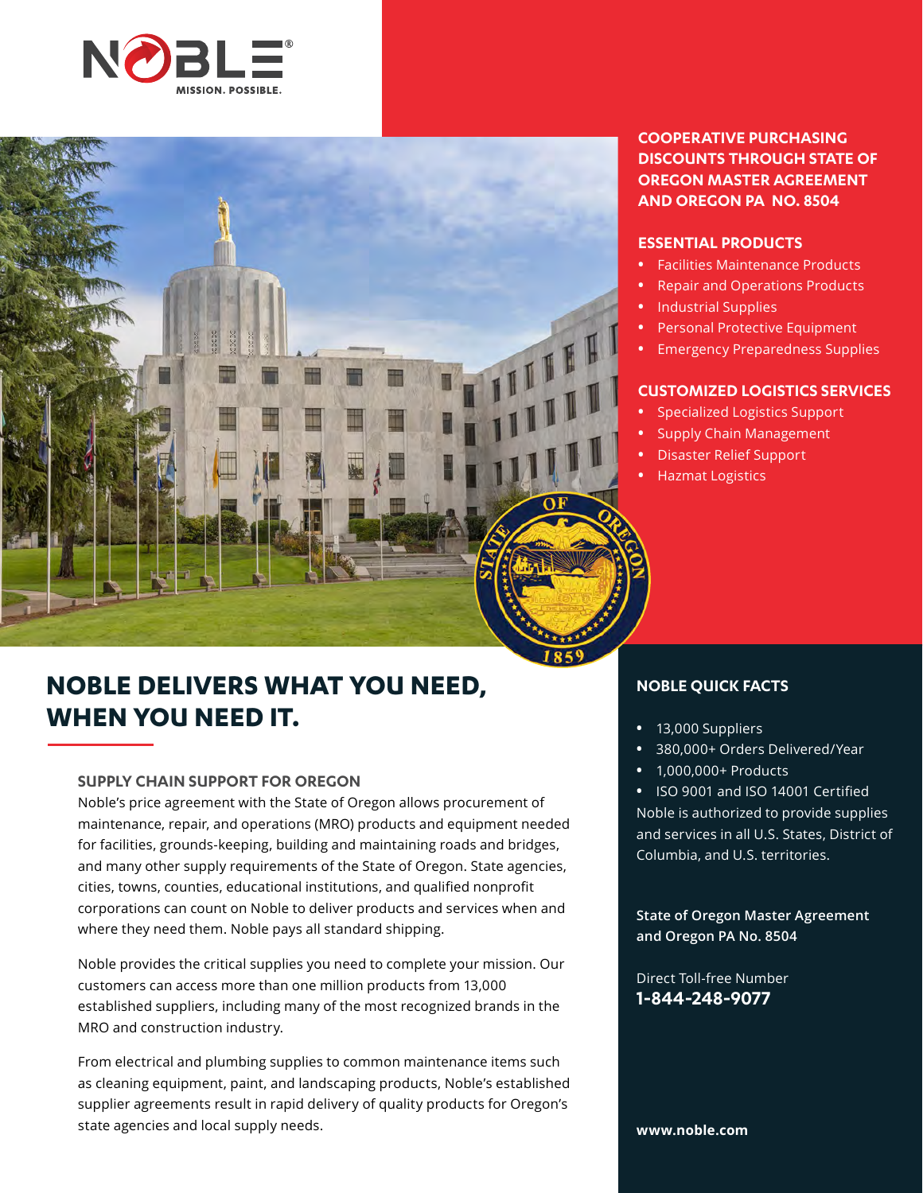# NOBLE

MISSION. POSSIBLE.

**COOPERATIVE PURCHASING DISCOUNTS THROUGH STATE OF OREGON MASTER AGREEMENT AND OREGON PA NO. 8504**

## ESSENTIAL PRODUCTS

- Facilities Maintenance Products
- Repair and Operations Products
- Industrial Supplies
- Personal Protective Equipment
- Emergency Preparedness Supplies

## CUSTOMIZED LOGISTICS SERVICES

- Specialized Logistics Support
- Supply Chain Management
- Disaster Relief Support
- Hazmat Logistics

# NOBLE DELIVERS WHAT YOU NEED, WHEN YOU NEED IT.

### SUPPLY CHAIN SUPPORT FOR OREGON

Noble's price agreement with the State of Oregon allows procurement of maintenance, repair, and operations (MRO) products and equipment needed for facilities, grounds-keeping, building and maintaining roads and bridges, and many other supply requirements of the State of Oregon. State agencies, cities, towns, counties, educational institutions, and qualified nonprofit corporations can count on Noble to deliver products and services when and where they need them. Noble pays all standard shipping.

Noble provides the critical supplies you need to complete your mission. Our customers can access more than one million products from 13,000 established suppliers, including many of the most recognized brands in the MRO and construction industry.

From electrical and plumbing supplies to common maintenance items such as cleaning equipment, paint, and landscaping products, Noble's established supplier agreements result in rapid delivery of quality products for Oregon's state agencies and local supply needs.

## NOBLE QUICK FACTS

- 13,000 Suppliers
- 380,000+ Orders Delivered/Year
- 1,000,000+ Products
- ISO 9001 and ISO 14001 Certified

Noble is authorized to provide supplies and services in all U.S. States, District of Columbia, and U.S. territories.

**State of Oregon Master Agreement and Oregon PA No. 8504**

Direct Toll-free Number
**1-844-248-9077**

**www.noble.com**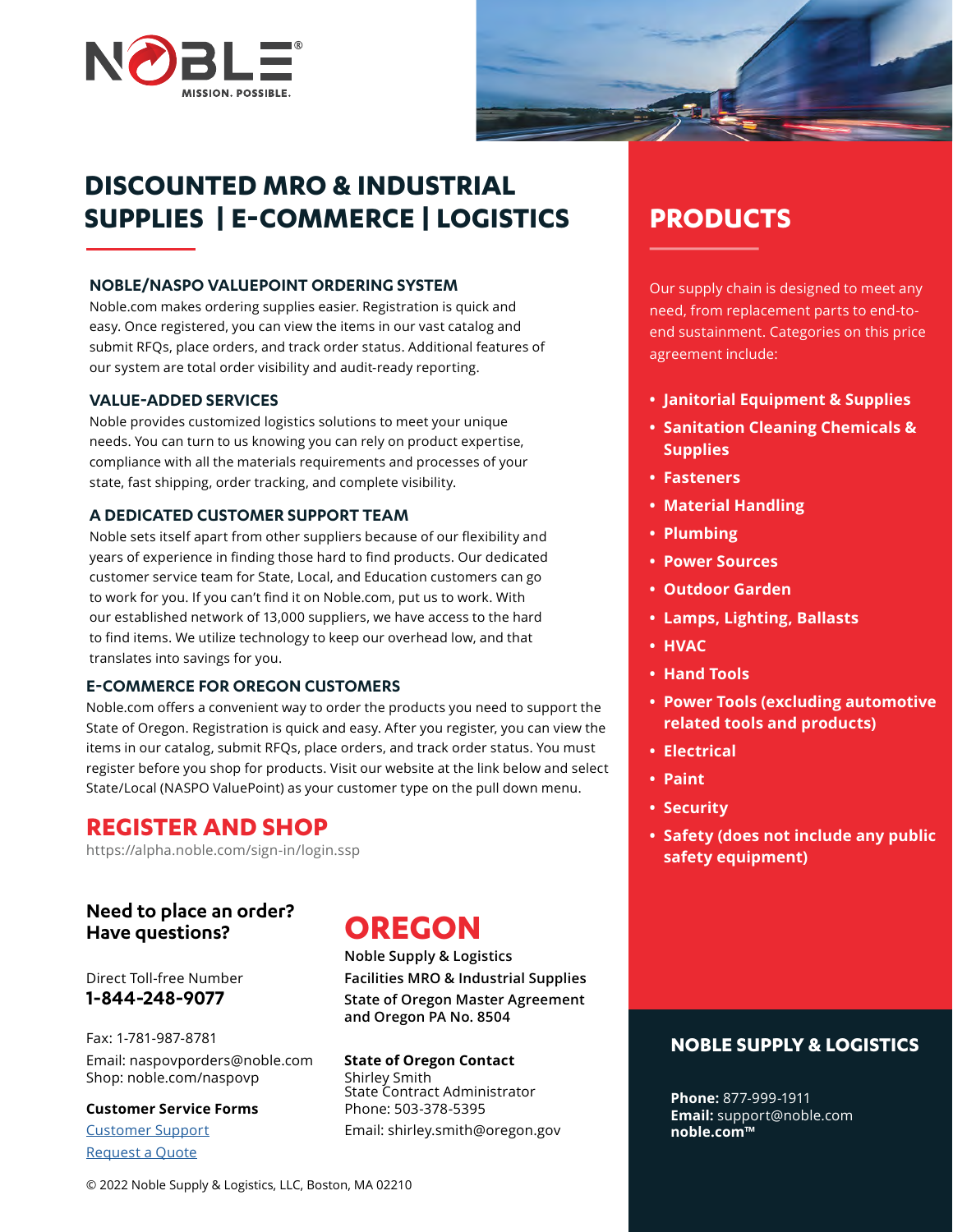NOBLE®

MISSION. POSSIBLE.

# DISCOUNTED MRO & INDUSTRIAL SUPPLIES | E-COMMERCE | LOGISTICS

### NOBLE/NASPO VALUEPOINT ORDERING SYSTEM

Noble.com makes ordering supplies easier. Registration is quick and easy. Once registered, you can view the items in our vast catalog and submit RFQs, place orders, and track order status. Additional features of our system are total order visibility and audit-ready reporting.

### VALUE-ADDED SERVICES

Noble provides customized logistics solutions to meet your unique needs. You can turn to us knowing you can rely on product expertise, compliance with all the materials requirements and processes of your state, fast shipping, order tracking, and complete visibility.

### A DEDICATED CUSTOMER SUPPORT TEAM

Noble sets itself apart from other suppliers because of our flexibility and years of experience in finding those hard to find products. Our dedicated customer service team for State, Local, and Education customers can go to work for you. If you can't find it on Noble.com, put us to work. With our established network of 13,000 suppliers, we have access to the hard to find items. We utilize technology to keep our overhead low, and that translates into savings for you.

### E-COMMERCE FOR OREGON CUSTOMERS

Noble.com offers a convenient way to order the products you need to support the State of Oregon. Registration is quick and easy. After you register, you can view the items in our catalog, submit RFQs, place orders, and track order status. You must register before you shop for products. Visit our website at the link below and select State/Local (NASPO ValuePoint) as your customer type on the pull down menu.

## REGISTER AND SHOP

https://alpha.noble.com/sign-in/login.ssp

### Need to place an order? Have questions?

Direct Toll-free Number
**1-844-248-9077**

Fax: 1-781-987-8781
Email: naspovporders@noble.com
Shop: noble.com/naspovp

**Customer Service Forms**

Customer Support

Request a Quote

## OREGON

**Noble Supply & Logistics**
**Facilities MRO & Industrial Supplies**
**State of Oregon Master Agreement and Oregon PA No. 8504**

**State of Oregon Contact**
Shirley Smith
State Contract Administrator
Phone: 503-378-5395
Email: shirley.smith@oregon.gov

© 2022 Noble Supply & Logistics, LLC, Boston, MA 02210

## PRODUCTS

Our supply chain is designed to meet any need, from replacement parts to end-to-end sustainment. Categories on this price agreement include:

- **Janitorial Equipment & Supplies**
- **Sanitation Cleaning Chemicals & Supplies**
- **Fasteners**
- **Material Handling**
- **Plumbing**
- **Power Sources**
- **Outdoor Garden**
- **Lamps, Lighting, Ballasts**
- **HVAC**
- **Hand Tools**
- **Power Tools (excluding automotive related tools and products)**
- **Electrical**
- **Paint**
- **Security**
- **Safety (does not include any public safety equipment)**

### NOBLE SUPPLY & LOGISTICS

**Phone:** 877-999-1911
**Email:** support@noble.com
**noble.com™**